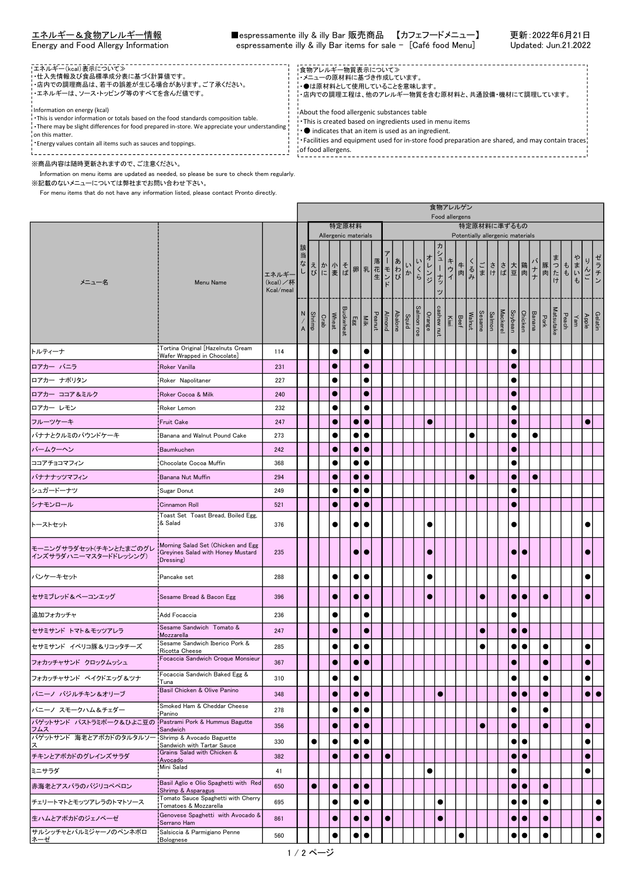# エネルギー＆食物アレルギー情報
Energy and Food Allergy Information

■espressamente illy & illy Bar 販売商品 【カフェフードメニュー】
espressamente illy & illy Bar items for sale - [Café food Menu]

更新：2022年6月21日
Updated: Jun.21.2022

≪エネルギー(kcal)表示について≫
・仕入先情報及び食品標準成分表に基づく計算値です。
・店内での調理商品は、若干の誤差が生じる場合があります。ご了承ください。
・エネルギーは、ソース・トッピング等のすべてを含んだ値です。

Information on energy (kcal)
・This is vendor information or totals based on the food standards composition table.
・There may be slight differences for food prepared in-store. We appreciate your understanding on this matter.
・Energy values contain all items such as sauces and toppings.

≪食物アレルギー物質表示について≫
・メニューの原材料に基づき作成しています。
・●は原材料として使用していることを意味します。
・店内での調理工程は、他のアレルギー物質を含む原材料と、共通設備・機材にて調理しています。

About the food allergenic substances table
・This is created based on ingredients used in menu items
・● indicates that an item is used as an ingredient.
・Facilities and equipment used for in-store food preparation are shared, and may contain traces of food allergens.

※商品内容は随時更新されますので、ご注意ください。
Information on menu items are updated as needed, so please be sure to check them regularly.
※記載のないメニューについては弊社までお問い合わせ下さい。
For menu items that do not have any information listed, please contact Pronto directly.

| メニュー名 | Menu Name | エネルギー(kcal)／杯 Kcal/meal | 該当なし N/A | えび Shrimp | かに Crab | 小麦 Wheat | そば Buckwheat | 卵 Egg | 乳 Milk | 落花生 Peanut | アーモンド Almond | あわび Abalone | いか Squid | いくら Salmon roe | オレンジ Orange | カシューナッツ cashew nut | キウイ Kiwi | 牛肉 Beef | くるみ Walnut | ごま Sesame | さけ Salmon | さば Mackerel | 大豆 Soybean | 鶏肉 Chicken | バナナ Banana | 豚肉 Pork | まつたけ Matsutake | もも Peach | やまいも Yam | りんご Apple | ゼラチン Gelatin |
|---|---|---|---|---|---|---|---|---|---|---|---|---|---|---|---|---|---|---|---|---|---|---|---|---|---|---|---|---|---|---|---|
| | | | 食物アレルゲン Food allergens | 特定原材料 Allergenic materials | | | | | | | 特定原材料に準ずるもの Potentially allergenic materials | | | | | | | | | | | | | | | | | | | | |
| トルティーナ | Tortina Original [Hazelnuts Cream Wafer Wrapped in Chocolate] | 114 | | | | ● | | | ● | | | | | | | | | | | | | | ● | | | | | | | | |
| ロアカー バニラ | Roker Vanilla | 231 | | | | ● | | | ● | | | | | | | | | | | | | | ● | | | | | | | | |
| ロアカー ナポリタン | Roker Napolitaner | 227 | | | | ● | | | ● | | | | | | | | | | | | | | ● | | | | | | | | |
| ロアカー ココア＆ミルク | Roker Cocoa & Milk | 240 | | | | ● | | | ● | | | | | | | | | | | | | | ● | | | | | | | | |
| ロアカー レモン | Roker Lemon | 232 | | | | ● | | | ● | | | | | | | | | | | | | | ● | | | | | | | | |
| フルーツケーキ | Fruit Cake | 247 | | | | ● | | ● | ● | | | | | | ● | | | | | | | | ● | | | | | | | ● | |
| バナナとクルミのパウンドケーキ | Banana and Walnut Pound Cake | 273 | | | | ● | | ● | ● | | | | | | | | | | ● | | | | ● | | ● | | | | | | |
| バームクーヘン | Baumkuchen | 242 | | | | ● | | ● | ● | | | | | | | | | | | | | | ● | | | | | | | | |
| ココアチョコマフィン | Chocolate Cocoa Muffin | 368 | | | | ● | | ● | ● | | | | | | | | | | | | | | ● | | | | | | | | |
| バナナナッツマフィン | Banana Nut Muffin | 294 | | | | ● | | ● | ● | | | | | | | | | | ● | | | | ● | | ● | | | | | | |
| シュガードーナツ | Sugar Donut | 249 | | | | ● | | ● | ● | | | | | | | | | | | | | | ● | | | | | | | | |
| シナモンロール | Cinnamon Roll | 521 | | | | ● | | ● | ● | | | | | | | | | | | | | | ● | | | | | | | | |
| トーストセット | Toast Set Toast Bread, Boiled Egg, & Salad | 376 | | | | ● | | ● | ● | | | | | | ● | | | | | | | | ● | | | | | | | ● | |
| モーニングサラダセット(チキンとたまごのグレインズサラダハニーマスタードドレッシング) | Morning Salad Set (Chicken and Egg Greyines Salad with Honey Mustard Dressing) | 235 | | | | | | ● | ● | | | | | | ● | | | | | | | | ● | ● | | | | | | ● | |
| パンケーキセット | Pancake set | 288 | | | | ● | | ● | ● | | | | | | ● | | | | | | | | ● | | | | | | | ● | |
| セサミブレッド＆ベーコンエッグ | Sesame Bread & Bacon Egg | 396 | | | | ● | | ● | ● | | | | | | ● | | | | | ● | | | ● | ● | | ● | | | | ● | |
| 追加フォカッチャ | Add Focaccia | 236 | | | | ● | | | ● | | | | | | | | | | | | | | ● | | | | | | | | |
| セサミサンド トマト＆モッツアレラ | Sesame Sandwich Tomato & Mozzarella | 247 | | | | ● | | | ● | | | | | | | | | | | ● | | | ● | ● | | | | | | | |
| セサミサンド イベリコ豚＆リコッタチーズ | Sesame Sandwich Iberico Pork & Ricotta Cheese | 285 | | | | ● | | ● | ● | | | | | | | | | | | ● | | | ● | ● | | ● | | | | ● | |
| フォカッチャサンド クロックムッシュ | Focaccia Sandwich Croque Monsieur | 367 | | | | ● | | ● | ● | | | | | | | | | | | | | | ● | | | ● | | | | ● | |
| フォカッチャサンド ベイクドエッグ＆ツナ | Focaccia Sandwich Baked Egg & Tuna | 310 | | | | ● | | ● | | | | | | | | | | | | | | | ● | | | ● | | | | ● | |
| パニーノ バジルチキン＆オリーブ | Basil Chicken & Olive Panino | 348 | | | | ● | | ● | ● | | | | | | | ● | | | | | | | ● | ● | | ● | | | | ● | ● |
| パニーノ スモークハム＆チェダー | Smoked Ham & Cheddar Cheese Panino | 278 | | | | ● | | ● | ● | | | | | | | | | | | | | | ● | | | ● | | | | | |
| バゲットサンド パストラミポーク＆ひよこ豆のフムス | Pastrami Pork & Hummus Bagutte Sandwich | 356 | | | | ● | | ● | ● | | | | | | | | | | | ● | | | ● | | | ● | | | | ● | |
| バゲットサンド 海老とアボカドのタルタルソース | Shrimp & Avocado Baguette Sandwich with Tartar Sauce | 330 | | ● | | ● | | ● | ● | | | | | | | | | | | | | | ● | ● | | | | | | ● | |
| チキンとアボカドのグレインズサラダ | Grains Salad with Chicken & Avocado | 382 | | | | ● | | ● | ● | | ● | | | | | | | | | | | | ● | ● | | | | | | ● | |
| ミニサラダ | Mini Salad | 41 | | | | | | | | | | | | | ● | | | | | | | | ● | | | | | | | ● | |
| 赤海老とアスパラのバジリコペペロン | Basil Aglio e Olio Spaghetti with Red Shrimp & Asparagus | 650 | | ● | | ● | | ● | ● | | | | | | | | | | | | | | ● | ● | | ● | | | | | |
| チェリートマトとモッツアレラのトマトソース | Tomato Sauce Spaghetti with Cherry Tomatoes & Mozzarella | 695 | | | | ● | | ● | ● | | | | | | | ● | | | | | | | ● | ● | | ● | | | | | ● |
| 生ハムとアボカドのジェノベーゼ | Genovese Spaghetti with Avocado & Serrano Ham | 861 | | | | ● | | ● | ● | | ● | | | | | ● | | | | | | | ● | ● | | ● | | | | | ● |
| サルシッチャとパルミジャーノのペンネボロネーゼ | Salsiccia & Parmigiano Penne Bolognese | 560 | | | | ● | | ● | ● | | | | | | | | | ● | | | | | ● | ● | | ● | | | | | ● |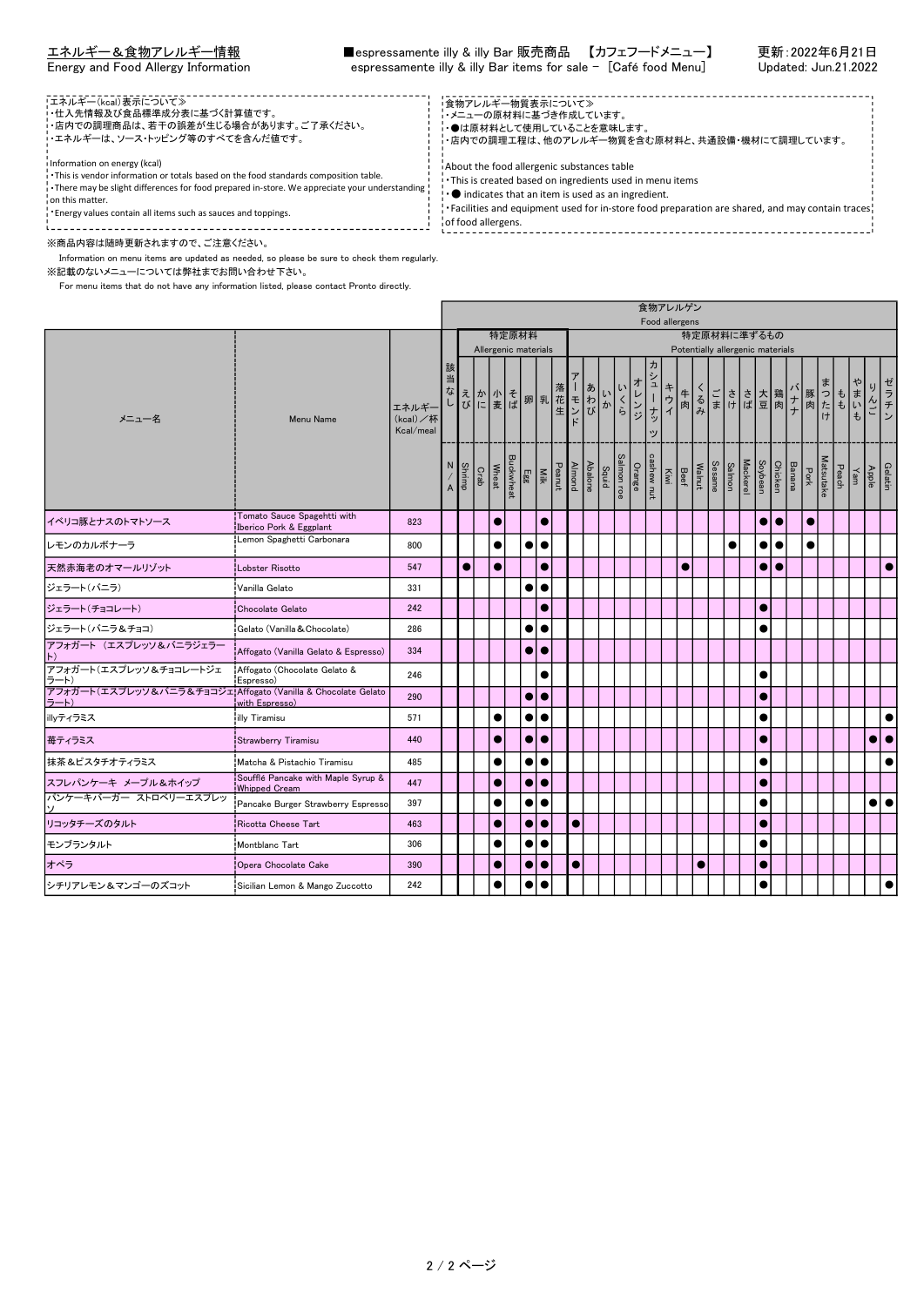# エネルギー＆食物アレルギー情報
Energy and Food Allergy Information

■espressamente illy & illy Bar 販売商品　【カフェフードメニュー】
espressamente illy & illy Bar items for sale - [Café food Menu]

更新：2022年6月21日
Updated: Jun.21.2022

≪エネルギー(kcal)表示について≫
・仕入先情報及び食品標準成分表に基づく計算値です。
・店内での調理商品は、若干の誤差が生じる場合があります。ご了承ください。
・エネルギーは、ソース・トッピング等のすべてを含んだ値です。

Information on energy (kcal)
・This is vendor information or totals based on the food standards composition table.
・There may be slight differences for food prepared in-store. We appreciate your understanding on this matter.
・Energy values contain all items such as sauces and toppings.

≪食物アレルギー物質表示について≫
・メニューの原材料に基づき作成しています。
・●は原材料として使用していることを意味します。
・店内での調理工程は、他のアレルギー物質を含む原材料と、共通設備・機材にて調理しています。

About the food allergenic substances table
・This is created based on ingredients used in menu items
・● indicates that an item is used as an ingredient.
・Facilities and equipment used for in-store food preparation are shared, and may contain traces of food allergens.

※商品内容は随時更新されますので、ご注意ください。
Information on menu items are updated as needed, so please be sure to check them regularly.
※記載のないメニューについては弊社までお問い合わせ下さい。
For menu items that do not have any information listed, please contact Pronto directly.

| | | | 食物アレルゲン Food allergens | | | | | | | | | | | | | | | | | | | | | | | | | | | | |
|---|---|---|---|---|---|---|---|---|---|---|---|---|---|---|---|---|---|---|---|---|---|---|---|---|---|---|---|---|---|---|---|
| | | | | 特定原材料 Allergenic materials | | | | | | | 特定原材料に準ずるもの Potentially allergenic materials | | | | | | | | | | | | | | | | | | | | |
| メニュー名 | Menu Name | エネルギー(kcal)／杯 Kcal/meal | 該当なし N/A | えび Shrimp | かに Crab | 小麦 Wheat | そば Buckwheat | 卵 Egg | 乳 Milk | 落花生 Peanut | アーモンド Almond | あわび Abalone | いか Squid | いくら Salmon roe | オレンジ Orange | カシューナッツ cashew nut | キウイ Kiwi | 牛肉 Beef | くるみ Walnut | ごま Sesame | さけ Salmon | さば Mackerel | 大豆 Soybean | 鶏肉 Chicken | バナナ Banana | 豚肉 Pork | まつたけ Matsutake | もも Peach | やまいも Yam | りんご Apple | ゼラチン Gelatin |
| イベリコ豚とナスのトマトソース | Tomato Sauce Spaghetti with Iberico Pork & Eggplant | 823 | | | | ● | | | ● | | | | | | | | | | | | | | ● | ● | | ● | | | | | |
| レモンのカルボナーラ | Lemon Spaghetti Carbonara | 800 | | | | ● | | ● | ● | | | | | | | | | | | | ● | | ● | ● | | ● | | | | | |
| 天然赤海老のオマールリゾット | Lobster Risotto | 547 | | ● | | ● | | | ● | | | | | | | | | ● | | | | | ● | ● | | | | | | | ● |
| ジェラート(バニラ) | Vanilla Gelato | 331 | | | | | | ● | ● | | | | | | | | | | | | | | | | | | | | | | |
| ジェラート(チョコレート) | Chocolate Gelato | 242 | | | | | | | ● | | | | | | | | | | | | | | ● | | | | | | | | |
| ジェラート(バニラ＆チョコ) | Gelato (Vanilla＆Chocolate) | 286 | | | | | | ● | ● | | | | | | | | | | | | | | ● | | | | | | | | |
| アフォガート （エスプレッソ＆バニラジェラート） | Affogato (Vanilla Gelato & Espresso) | 334 | | | | | | ● | ● | | | | | | | | | | | | | | | | | | | | | | |
| アフォガート(エスプレッソ＆チョコレートジェラート) | Affogato (Chocolate Gelato & Espresso) | 246 | | | | | | | ● | | | | | | | | | | | | | | ● | | | | | | | | |
| アフォガート(エスプレッソ＆バニラ＆チョコジェラート) | Affogato (Vanilla & Chocolate Gelato with Espresso) | 290 | | | | | | ● | ● | | | | | | | | | | | | | | ● | | | | | | | | |
| illyティラミス | illy Tiramisu | 571 | | | | ● | | ● | ● | | | | | | | | | | | | | | ● | | | | | | | | ● |
| 苺ティラミス | Strawberry Tiramisu | 440 | | | | ● | | ● | ● | | | | | | | | | | | | | | ● | | | | | | | ● | ● |
| 抹茶＆ピスタチオティラミス | Matcha & Pistachio Tiramisu | 485 | | | | ● | | ● | ● | | | | | | | | | | | | | | ● | | | | | | | | ● |
| スフレパンケーキ メープル＆ホイップ | Soufflé Pancake with Maple Syrup & Whipped Cream | 447 | | | | ● | | ● | ● | | | | | | | | | | | | | | ● | | | | | | | | |
| パンケーキバーガー ストロベリーエスプレッソ | Pancake Burger Strawberry Espresso | 397 | | | | ● | | ● | ● | | | | | | | | | | | | | | ● | | | | | | | ● | ● |
| リコッタチーズのタルト | Ricotta Cheese Tart | 463 | | | | ● | | ● | ● | | ● | | | | | | | | | | | | ● | | | | | | | | |
| モンブランタルト | Montblanc Tart | 306 | | | | ● | | ● | ● | | | | | | | | | | | | | | ● | | | | | | | | |
| オペラ | Opera Chocolate Cake | 390 | | | | ● | | ● | ● | | ● | | | | | | | | ● | | | | ● | | | | | | | | |
| シチリアレモン＆マンゴーのズコット | Sicilian Lemon & Mango Zuccotto | 242 | | | | ● | | ● | ● | | | | | | | | | | | | | | ● | | | | | | | | ● |